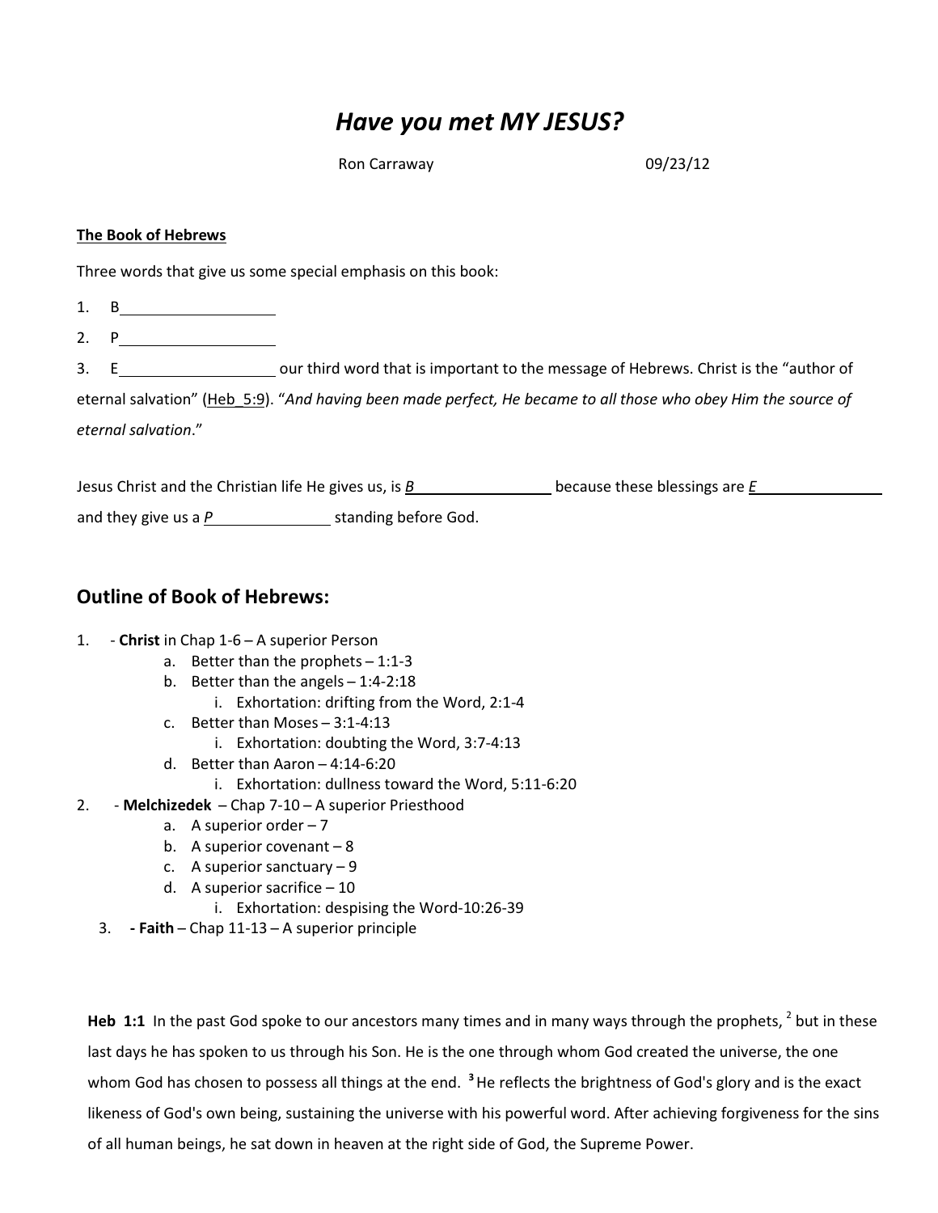# *Have you met MY JESUS?*

Ron Carraway 09/23/12

**The Book of Hebrews**

Three words that give us some special emphasis on this book:

1. B\_\_\_\_\_\_\_\_\_\_\_\_\_\_\_\_\_\_\_\_
2. P\_\_\_\_\_\_\_\_\_\_\_\_\_\_\_\_\_\_\_\_
3. E\_\_\_\_\_\_\_\_\_\_\_\_\_\_\_\_\_\_\_\_ our third word that is important to the message of Hebrews. Christ is the "author of eternal salvation" (Heb 5:9). "*And having been made perfect, He became to all those who obey Him the source of eternal salvation*."

Jesus Christ and the Christian life He gives us, is *B*\_\_\_\_\_\_\_\_\_\_\_\_\_\_\_\_\_\_ because these blessings are *E*\_\_\_\_\_\_\_\_\_\_\_\_\_\_\_\_\_\_ and they give us a *P*\_\_\_\_\_\_\_\_\_\_\_\_\_\_\_\_ standing before God.

## Outline of Book of Hebrews:

1. \- **Christ** in Chap 1-6 – A superior Person
   a. Better than the prophets – 1:1-3
   b. Better than the angels – 1:4-2:18
      i. Exhortation: drifting from the Word, 2:1-4
   c. Better than Moses – 3:1-4:13
      i. Exhortation: doubting the Word, 3:7-4:13
   d. Better than Aaron – 4:14-6:20
      i. Exhortation: dullness toward the Word, 5:11-6:20
2. \- **Melchizedek** – Chap 7-10 – A superior Priesthood
   a. A superior order – 7
   b. A superior covenant – 8
   c. A superior sanctuary – 9
   d. A superior sacrifice – 10
      i. Exhortation: despising the Word-10:26-39
3. **- Faith** – Chap 11-13 – A superior principle

**Heb 1:1** In the past God spoke to our ancestors many times and in many ways through the prophets, [2] but in these last days he has spoken to us through his Son. He is the one through whom God created the universe, the one whom God has chosen to possess all things at the end. **[3]** He reflects the brightness of God's glory and is the exact likeness of God's own being, sustaining the universe with his powerful word. After achieving forgiveness for the sins of all human beings, he sat down in heaven at the right side of God, the Supreme Power.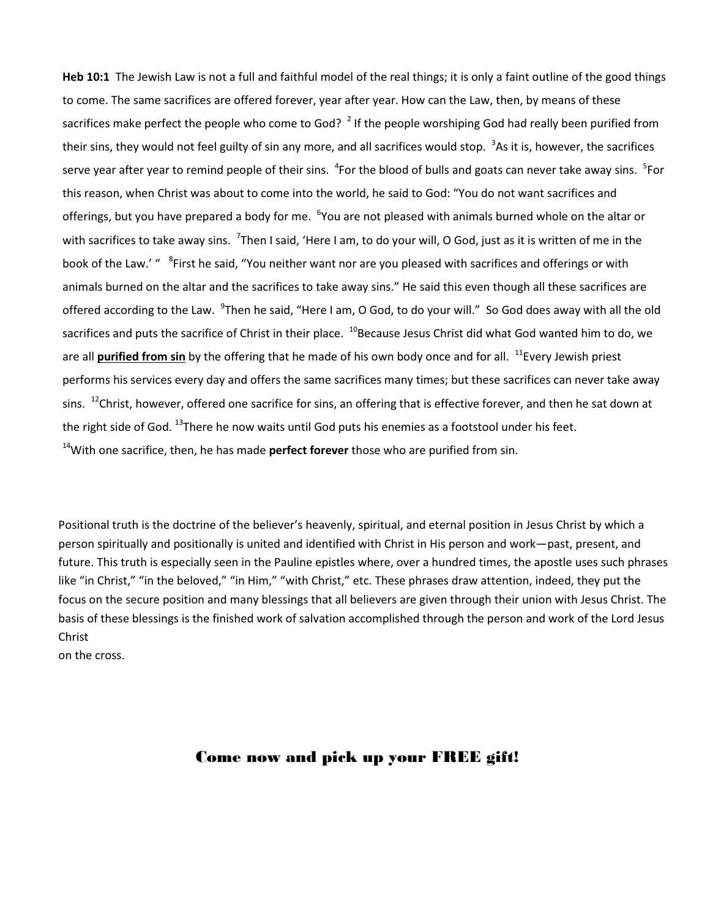**Heb 10:1** The Jewish Law is not a full and faithful model of the real things; it is only a faint outline of the good things to come. The same sacrifices are offered forever, year after year. How can the Law, then, by means of these sacrifices make perfect the people who come to God? [2] If the people worshiping God had really been purified from their sins, they would not feel guilty of sin any more, and all sacrifices would stop. [3]As it is, however, the sacrifices serve year after year to remind people of their sins. [4]For the blood of bulls and goats can never take away sins. [5]For this reason, when Christ was about to come into the world, he said to God: "You do not want sacrifices and offerings, but you have prepared a body for me. [6]You are not pleased with animals burned whole on the altar or with sacrifices to take away sins. [7]Then I said, 'Here I am, to do your will, O God, just as it is written of me in the book of the Law.' " [8]First he said, "You neither want nor are you pleased with sacrifices and offerings or with animals burned on the altar and the sacrifices to take away sins." He said this even though all these sacrifices are offered according to the Law. [9]Then he said, "Here I am, O God, to do your will." So God does away with all the old sacrifices and puts the sacrifice of Christ in their place. [10]Because Jesus Christ did what God wanted him to do, we are all **<u>purified from sin</u>** by the offering that he made of his own body once and for all. [11]Every Jewish priest performs his services every day and offers the same sacrifices many times; but these sacrifices can never take away sins. [12]Christ, however, offered one sacrifice for sins, an offering that is effective forever, and then he sat down at the right side of God. [13]There he now waits until God puts his enemies as a footstool under his feet.
[14]With one sacrifice, then, he has made **perfect forever** those who are purified from sin.

Positional truth is the doctrine of the believer's heavenly, spiritual, and eternal position in Jesus Christ by which a person spiritually and positionally is united and identified with Christ in His person and work—past, present, and future. This truth is especially seen in the Pauline epistles where, over a hundred times, the apostle uses such phrases like "in Christ," "in the beloved," "in Him," "with Christ," etc. These phrases draw attention, indeed, they put the focus on the secure position and many blessings that all believers are given through their union with Jesus Christ. The basis of these blessings is the finished work of salvation accomplished through the person and work of the Lord Jesus Christ
on the cross.

**Come now and pick up your FREE gift!**